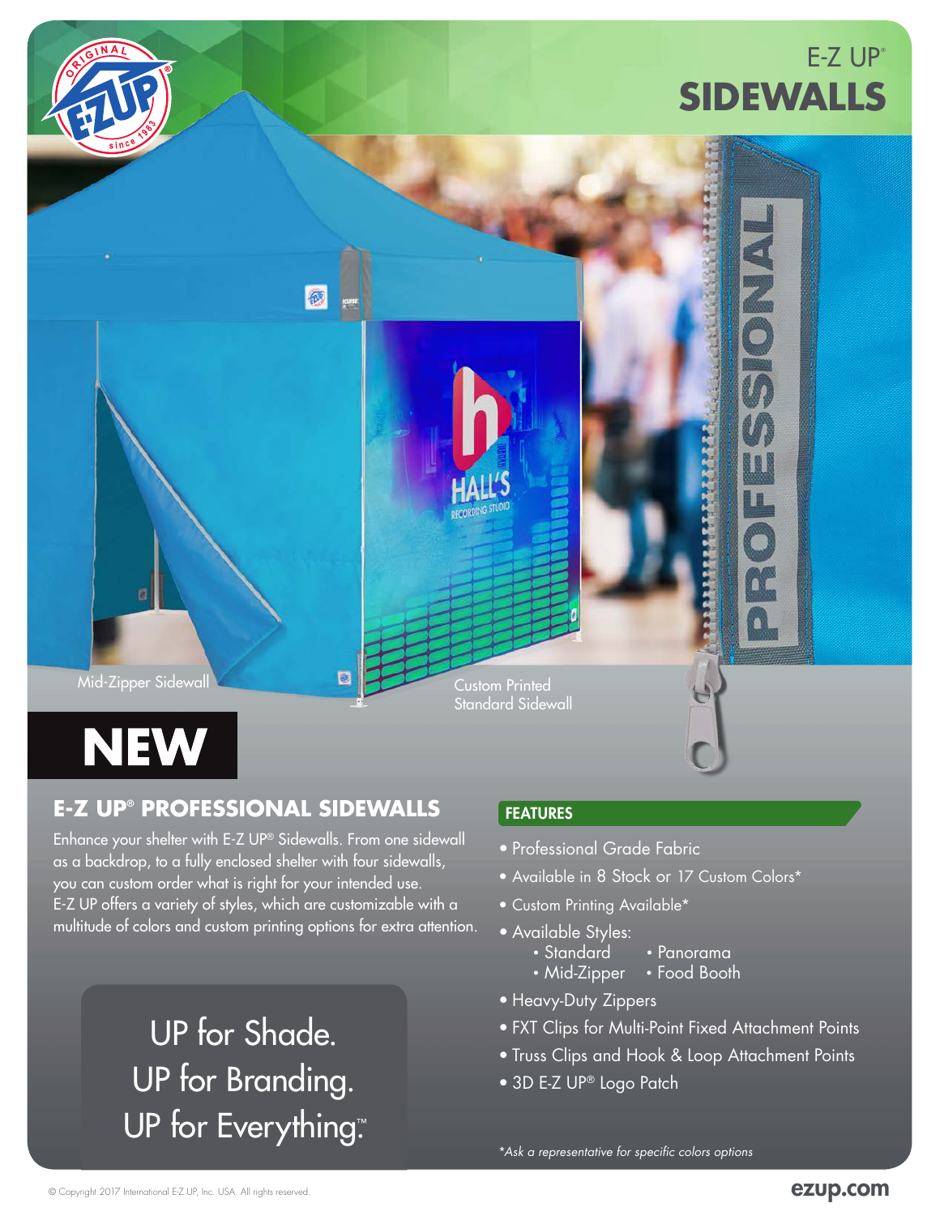E-Z UP®

# SIDEWALLS

Mid-Zipper Sidewall

Custom Printed Standard Sidewall

**NEW**

## E-Z UP® PROFESSIONAL SIDEWALLS

Enhance your shelter with E-Z UP® Sidewalls. From one sidewall as a backdrop, to a fully enclosed shelter with four sidewalls, you can custom order what is right for your intended use. E-Z UP offers a variety of styles, which are customizable with a multitude of colors and custom printing options for extra attention.

UP for Shade.
UP for Branding.
UP for Everything.™

### FEATURES

- Professional Grade Fabric
- Available in 8 Stock or 17 Custom Colors*
- Custom Printing Available*
- Available Styles:
  - Standard
  - Panorama
  - Mid-Zipper
  - Food Booth
- Heavy-Duty Zippers
- FXT Clips for Multi-Point Fixed Attachment Points
- Truss Clips and Hook & Loop Attachment Points
- 3D E-Z UP® Logo Patch

*\*Ask a representative for specific colors options*

© Copyright 2017 International E-Z UP, Inc. USA. All rights reserved.

ezup.com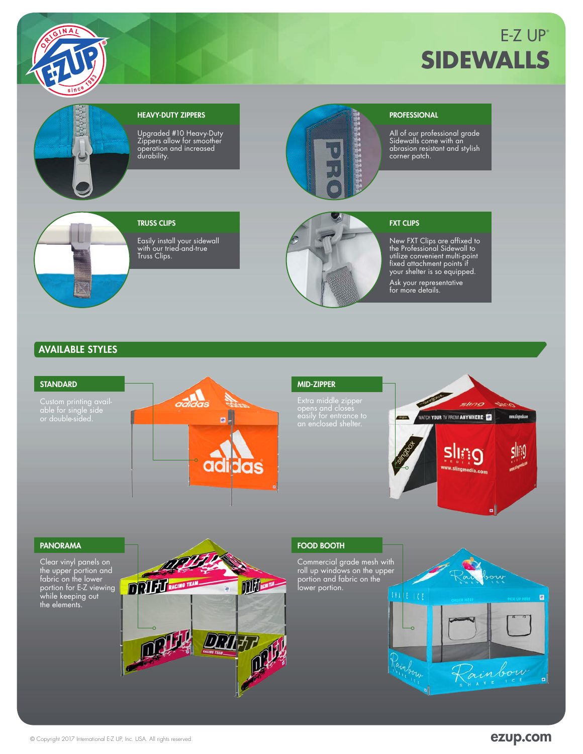# E-Z UP® SIDEWALLS

### HEAVY-DUTY ZIPPERS

Upgraded #10 Heavy-Duty Zippers allow for smoother operation and increased durability.

### PROFESSIONAL

All of our professional grade Sidewalls come with an abrasion resistant and stylish corner patch.

### TRUSS CLIPS

Easily install your sidewall with our tried-and-true Truss Clips.

### FXT CLIPS

New FXT Clips are affixed to the Professional Sidewall to utilize convenient multi-point fixed attachment points if your shelter is so equipped.

Ask your representative for more details.

## AVAILABLE STYLES

### STANDARD

Custom printing available for single side or double-sided.

### MID-ZIPPER

Extra middle zipper opens and closes easily for entrance to an enclosed shelter.

### PANORAMA

Clear vinyl panels on the upper portion and fabric on the lower portion for E-Z viewing while keeping out the elements.

### FOOD BOOTH

Commercial grade mesh with roll up windows on the upper portion and fabric on the lower portion.

© Copyright 2017 International E-Z UP, Inc. USA. All rights reserved.

ezup.com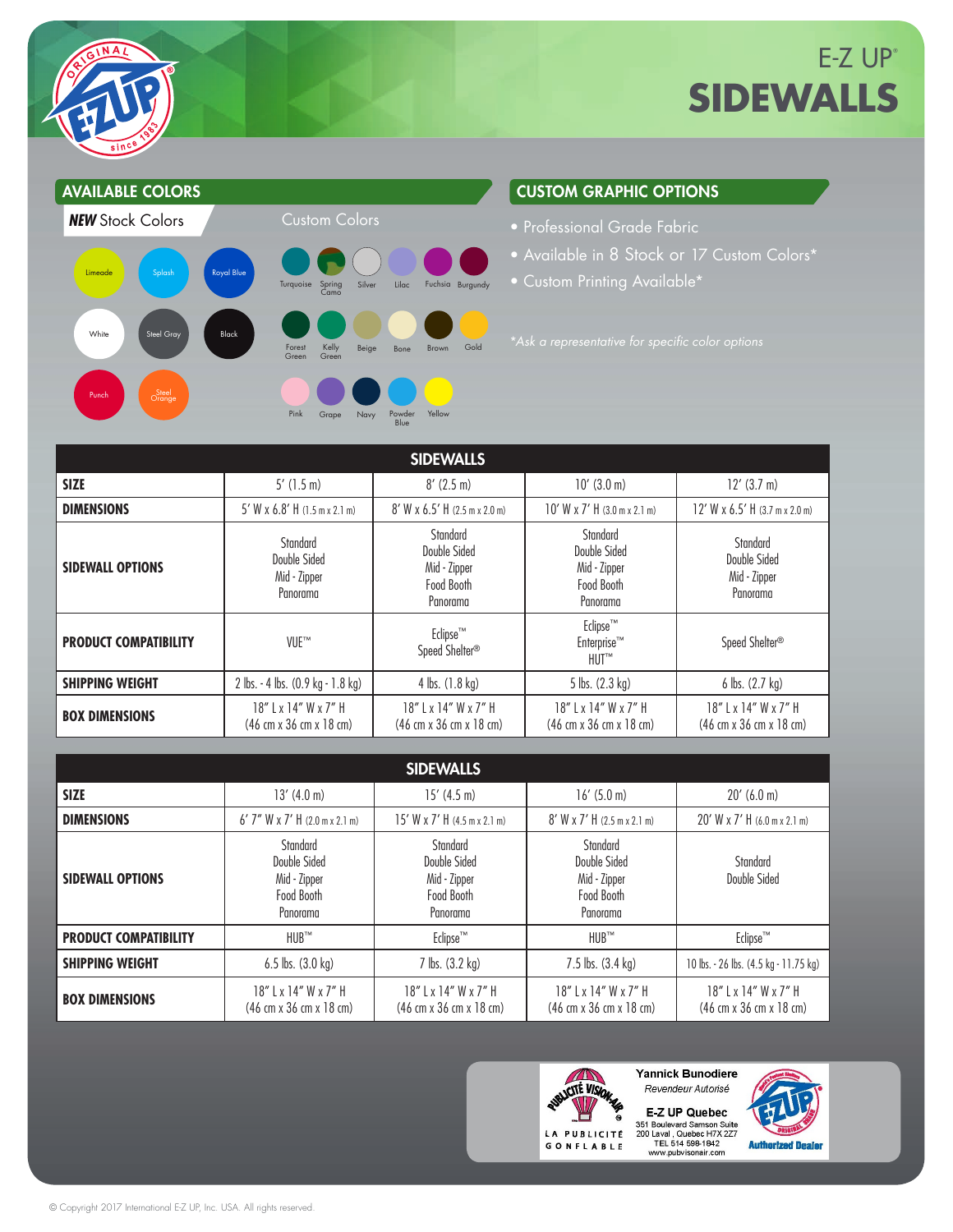# E-Z UP® SIDEWALLS

## AVAILABLE COLORS

***NEW*** **Stock Colors**

Limeade, Splash, Royal Blue, White, Steel Gray, Black, Punch, Steel Orange

**Custom Colors**

Turquoise, Spring Camo, Silver, Lilac, Fuchsia, Burgundy, Forest Green, Kelly Green, Beige, Bone, Brown, Gold, Pink, Grape, Navy, Powder Blue, Yellow

## CUSTOM GRAPHIC OPTIONS

- Professional Grade Fabric
- Available in 8 Stock or 17 Custom Colors*
- Custom Printing Available*

*Ask a representative for specific color options*

| SIDEWALLS | | | | |
|---|---|---|---|---|
| **SIZE** | 5′ (1.5 m) | 8′ (2.5 m) | 10′ (3.0 m) | 12′ (3.7 m) |
| **DIMENSIONS** | 5′ W x 6.8′ H (1.5 m x 2.1 m) | 8′ W x 6.5′ H (2.5 m x 2.0 m) | 10′ W x 7′ H (3.0 m x 2.1 m) | 12′ W x 6.5′ H (3.7 m x 2.0 m) |
| **SIDEWALL OPTIONS** | Standard<br>Double Sided<br>Mid - Zipper<br>Panorama | Standard<br>Double Sided<br>Mid - Zipper<br>Food Booth<br>Panorama | Standard<br>Double Sided<br>Mid - Zipper<br>Food Booth<br>Panorama | Standard<br>Double Sided<br>Mid - Zipper<br>Panorama |
| **PRODUCT COMPATIBILITY** | VUE™ | Eclipse™<br>Speed Shelter® | Eclipse™<br>Enterprise™<br>HUT™ | Speed Shelter® |
| **SHIPPING WEIGHT** | 2 lbs. - 4 lbs. (0.9 kg - 1.8 kg) | 4 lbs. (1.8 kg) | 5 lbs. (2.3 kg) | 6 lbs. (2.7 kg) |
| **BOX DIMENSIONS** | 18″ L x 14″ W x 7″ H<br>(46 cm x 36 cm x 18 cm) | 18″ L x 14″ W x 7″ H<br>(46 cm x 36 cm x 18 cm) | 18″ L x 14″ W x 7″ H<br>(46 cm x 36 cm x 18 cm) | 18″ L x 14″ W x 7″ H<br>(46 cm x 36 cm x 18 cm) |

| SIDEWALLS | | | | |
|---|---|---|---|---|
| **SIZE** | 13′ (4.0 m) | 15′ (4.5 m) | 16′ (5.0 m) | 20′ (6.0 m) |
| **DIMENSIONS** | 6′ 7″ W x 7′ H (2.0 m x 2.1 m) | 15′ W x 7′ H (4.5 m x 2.1 m) | 8′ W x 7′ H (2.5 m x 2.1 m) | 20′ W x 7′ H (6.0 m x 2.1 m) |
| **SIDEWALL OPTIONS** | Standard<br>Double Sided<br>Mid - Zipper<br>Food Booth<br>Panorama | Standard<br>Double Sided<br>Mid - Zipper<br>Food Booth<br>Panorama | Standard<br>Double Sided<br>Mid - Zipper<br>Food Booth<br>Panorama | Standard<br>Double Sided |
| **PRODUCT COMPATIBILITY** | HUB™ | Eclipse™ | HUB™ | Eclipse™ |
| **SHIPPING WEIGHT** | 6.5 lbs. (3.0 kg) | 7 lbs. (3.2 kg) | 7.5 lbs. (3.4 kg) | 10 lbs. - 26 lbs. (4.5 kg - 11.75 kg) |
| **BOX DIMENSIONS** | 18″ L x 14″ W x 7″ H<br>(46 cm x 36 cm x 18 cm) | 18″ L x 14″ W x 7″ H<br>(46 cm x 36 cm x 18 cm) | 18″ L x 14″ W x 7″ H<br>(46 cm x 36 cm x 18 cm) | 18″ L x 14″ W x 7″ H<br>(46 cm x 36 cm x 18 cm) |

PUBLICITÉ VISION-AIR
LA PUBLICITÉ GONFLABLE

**Yannick Bunodiere**
*Revendeur Autorisé*

**E-Z UP Quebec**
351 Boulevard Samson Suite 200 Laval , Quebec H7X 2Z7
TEL 514 598-1842
www.pubvisonair.com

**Authorized Dealer**

© Copyright 2017 International E-Z UP, Inc. USA. All rights reserved.